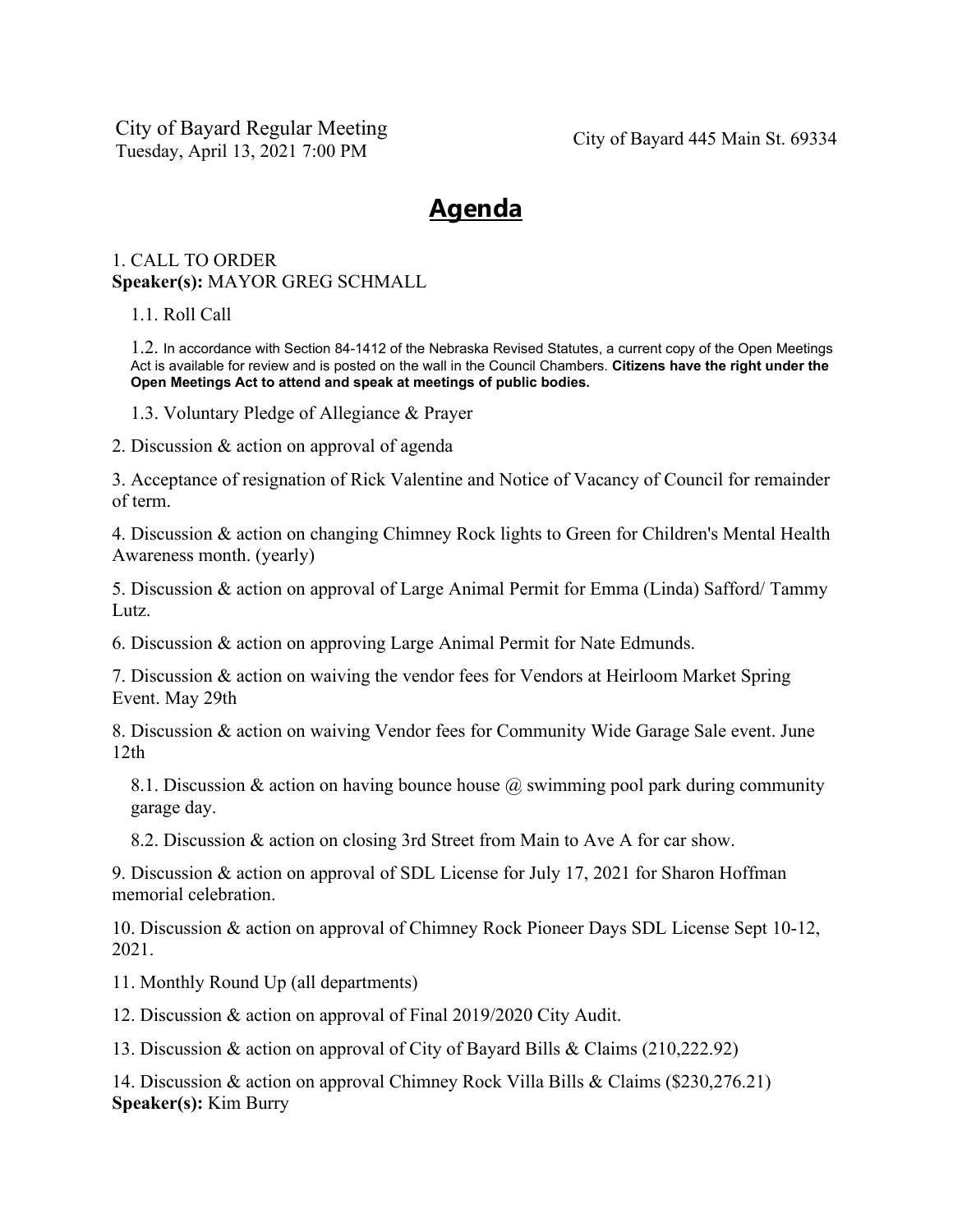City of Bayard Regular Meeting
Tuesday, April 13, 2021 7:00 PM

City of Bayard 445 Main St. 69334

# Agenda

1. CALL TO ORDER
**Speaker(s):** MAYOR GREG SCHMALL

   1.1. Roll Call

   1.2. In accordance with Section 84-1412 of the Nebraska Revised Statutes, a current copy of the Open Meetings Act is available for review and is posted on the wall in the Council Chambers. **Citizens have the right under the Open Meetings Act to attend and speak at meetings of public bodies.**

   1.3. Voluntary Pledge of Allegiance & Prayer

2. Discussion & action on approval of agenda

3. Acceptance of resignation of Rick Valentine and Notice of Vacancy of Council for remainder of term.

4. Discussion & action on changing Chimney Rock lights to Green for Children's Mental Health Awareness month. (yearly)

5. Discussion & action on approval of Large Animal Permit for Emma (Linda) Safford/ Tammy Lutz.

6. Discussion & action on approving Large Animal Permit for Nate Edmunds.

7. Discussion & action on waiving the vendor fees for Vendors at Heirloom Market Spring Event. May 29th

8. Discussion & action on waiving Vendor fees for Community Wide Garage Sale event. June 12th

   8.1. Discussion & action on having bounce house @ swimming pool park during community garage day.

   8.2. Discussion & action on closing 3rd Street from Main to Ave A for car show.

9. Discussion & action on approval of SDL License for July 17, 2021 for Sharon Hoffman memorial celebration.

10. Discussion & action on approval of Chimney Rock Pioneer Days SDL License Sept 10-12, 2021.

11. Monthly Round Up (all departments)

12. Discussion & action on approval of Final 2019/2020 City Audit.

13. Discussion & action on approval of City of Bayard Bills & Claims (210,222.92)

14. Discussion & action on approval Chimney Rock Villa Bills & Claims ($230,276.21)
**Speaker(s):** Kim Burry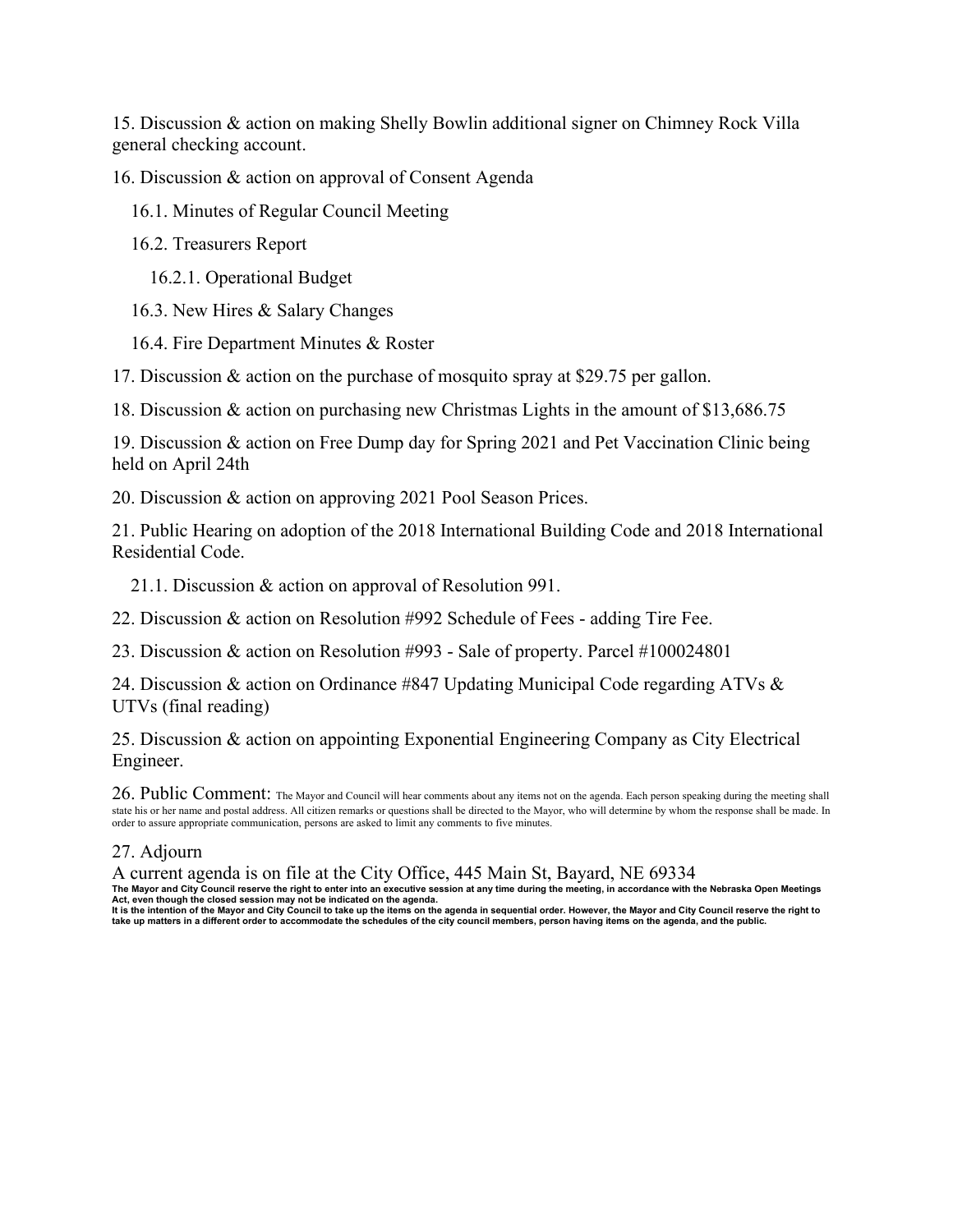15. Discussion & action on making Shelly Bowlin additional signer on Chimney Rock Villa general checking account.

16. Discussion & action on approval of Consent Agenda

    16.1. Minutes of Regular Council Meeting

    16.2. Treasurers Report

        16.2.1. Operational Budget

    16.3. New Hires & Salary Changes

    16.4. Fire Department Minutes & Roster

17. Discussion & action on the purchase of mosquito spray at $29.75 per gallon.

18. Discussion & action on purchasing new Christmas Lights in the amount of $13,686.75

19. Discussion & action on Free Dump day for Spring 2021 and Pet Vaccination Clinic being held on April 24th

20. Discussion & action on approving 2021 Pool Season Prices.

21. Public Hearing on adoption of the 2018 International Building Code and 2018 International Residential Code.

    21.1. Discussion & action on approval of Resolution 991.

22. Discussion & action on Resolution #992 Schedule of Fees - adding Tire Fee.

23. Discussion & action on Resolution #993 - Sale of property. Parcel #100024801

24. Discussion & action on Ordinance #847 Updating Municipal Code regarding ATVs & UTVs (final reading)

25. Discussion & action on appointing Exponential Engineering Company as City Electrical Engineer.

26. Public Comment: The Mayor and Council will hear comments about any items not on the agenda. Each person speaking during the meeting shall state his or her name and postal address. All citizen remarks or questions shall be directed to the Mayor, who will determine by whom the response shall be made. In order to assure appropriate communication, persons are asked to limit any comments to five minutes.

27. Adjourn

A current agenda is on file at the City Office, 445 Main St, Bayard, NE 69334

**The Mayor and City Council reserve the right to enter into an executive session at any time during the meeting, in accordance with the Nebraska Open Meetings Act, even though the closed session may not be indicated on the agenda.**

**It is the intention of the Mayor and City Council to take up the items on the agenda in sequential order. However, the Mayor and City Council reserve the right to take up matters in a different order to accommodate the schedules of the city council members, person having items on the agenda, and the public.**